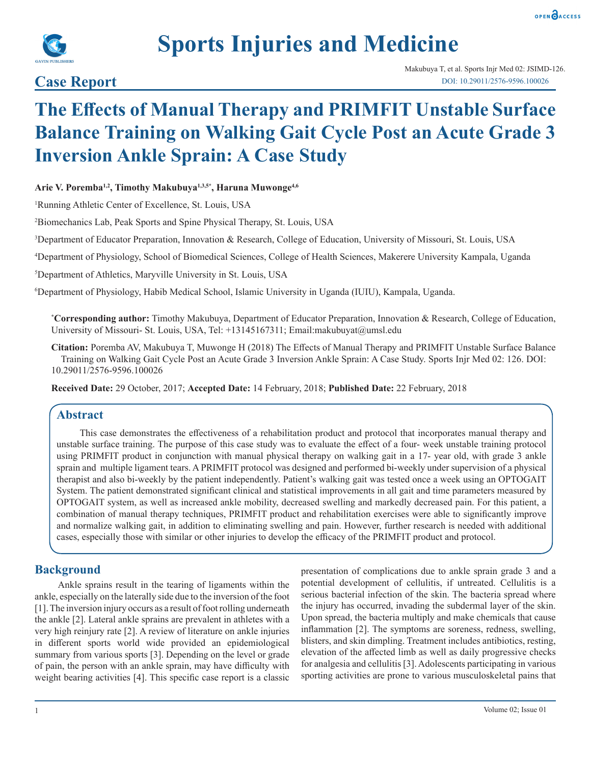# Sports Injuries and Medicine

## Case Report

# The Effects of Manual Therapy and PRIMFIT Unstable Surface Balance Training on Walking Gait Cycle Post an Acute Grade 3 Inversion Ankle Sprain: A Case Study

**Arie V. Poremba[1,2], Timothy Makubuya[1,3,5*], Haruna Muwonge[4,6]**

[1]Running Athletic Center of Excellence, St. Louis, USA

[2]Biomechanics Lab, Peak Sports and Spine Physical Therapy, St. Louis, USA

[3]Department of Educator Preparation, Innovation & Research, College of Education, University of Missouri, St. Louis, USA

[4]Department of Physiology, School of Biomedical Sciences, College of Health Sciences, Makerere University Kampala, Uganda

[5]Department of Athletics, Maryville University in St. Louis, USA

[6]Department of Physiology, Habib Medical School, Islamic University in Uganda (IUIU), Kampala, Uganda.

**[*]Corresponding author:** Timothy Makubuya, Department of Educator Preparation, Innovation & Research, College of Education, University of Missouri- St. Louis, USA, Tel: +13145167311; Email:makubuyat@umsl.edu

**Citation:** Poremba AV, Makubuya T, Muwonge H (2018) The Effects of Manual Therapy and PRIMFIT Unstable Surface Balance Training on Walking Gait Cycle Post an Acute Grade 3 Inversion Ankle Sprain: A Case Study. Sports Injr Med 02: 126. DOI: 10.29011/2576-9596.100026

**Received Date:** 29 October, 2017; **Accepted Date:** 14 February, 2018; **Published Date:** 22 February, 2018

## Abstract

This case demonstrates the effectiveness of a rehabilitation product and protocol that incorporates manual therapy and unstable surface training. The purpose of this case study was to evaluate the effect of a four- week unstable training protocol using PRIMFIT product in conjunction with manual physical therapy on walking gait in a 17- year old, with grade 3 ankle sprain and multiple ligament tears. A PRIMFIT protocol was designed and performed bi-weekly under supervision of a physical therapist and also bi-weekly by the patient independently. Patient's walking gait was tested once a week using an OPTOGAIT System. The patient demonstrated significant clinical and statistical improvements in all gait and time parameters measured by OPTOGAIT system, as well as increased ankle mobility, decreased swelling and markedly decreased pain. For this patient, a combination of manual therapy techniques, PRIMFIT product and rehabilitation exercises were able to significantly improve and normalize walking gait, in addition to eliminating swelling and pain. However, further research is needed with additional cases, especially those with similar or other injuries to develop the efficacy of the PRIMFIT product and protocol.

## Background

Ankle sprains result in the tearing of ligaments within the ankle, especially on the laterally side due to the inversion of the foot [1]. The inversion injury occurs as a result of foot rolling underneath the ankle [2]. Lateral ankle sprains are prevalent in athletes with a very high reinjury rate [2]. A review of literature on ankle injuries in different sports world wide provided an epidemiological summary from various sports [3]. Depending on the level or grade of pain, the person with an ankle sprain, may have difficulty with weight bearing activities [4]. This specific case report is a classic presentation of complications due to ankle sprain grade 3 and a potential development of cellulitis, if untreated. Cellulitis is a serious bacterial infection of the skin. The bacteria spread where the injury has occurred, invading the subdermal layer of the skin. Upon spread, the bacteria multiply and make chemicals that cause inflammation [2]. The symptoms are soreness, redness, swelling, blisters, and skin dimpling. Treatment includes antibiotics, resting, elevation of the affected limb as well as daily progressive checks for analgesia and cellulitis [3]. Adolescents participating in various sporting activities are prone to various musculoskeletal pains that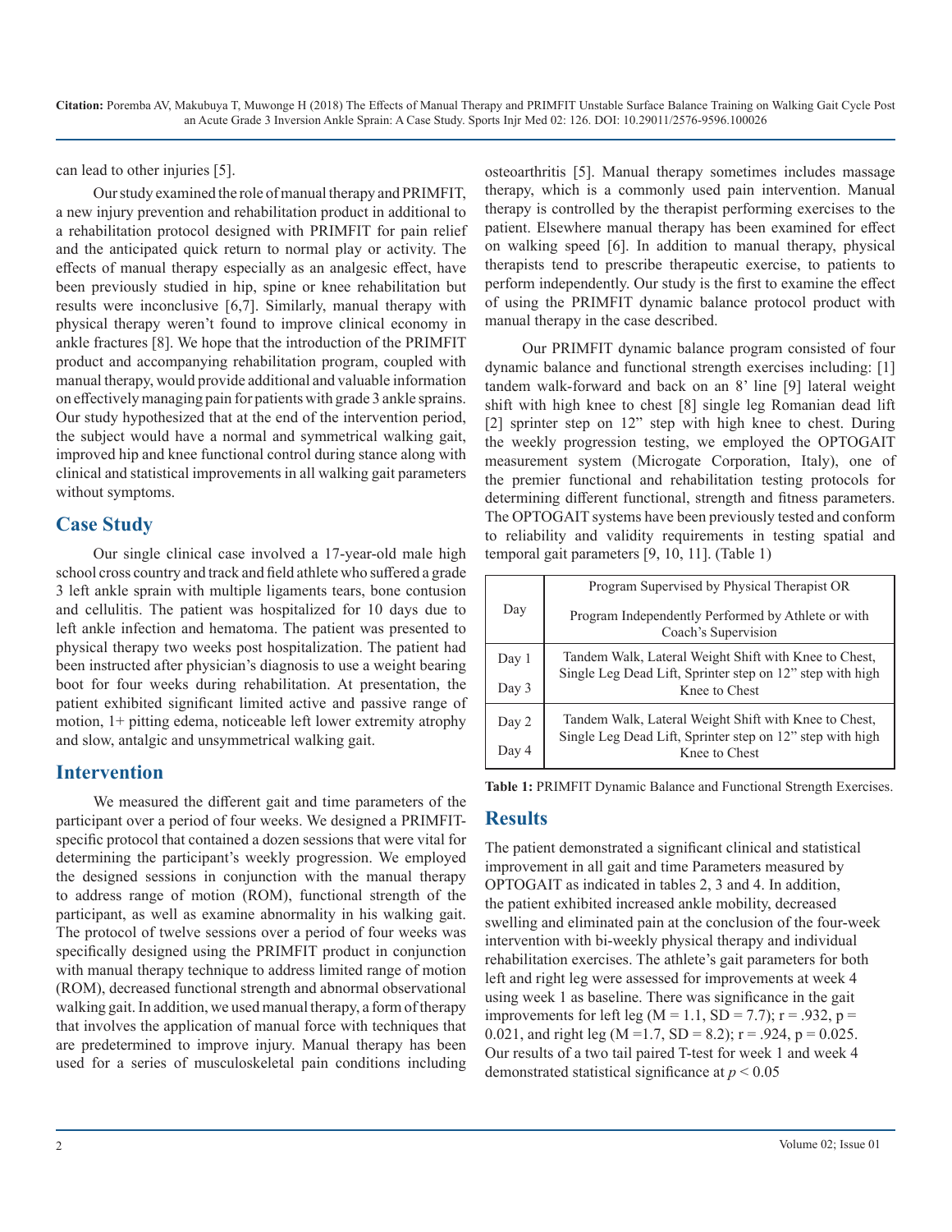can lead to other injuries [5].

Our study examined the role of manual therapy and PRIMFIT, a new injury prevention and rehabilitation product in additional to a rehabilitation protocol designed with PRIMFIT for pain relief and the anticipated quick return to normal play or activity. The effects of manual therapy especially as an analgesic effect, have been previously studied in hip, spine or knee rehabilitation but results were inconclusive [6,7]. Similarly, manual therapy with physical therapy weren't found to improve clinical economy in ankle fractures [8]. We hope that the introduction of the PRIMFIT product and accompanying rehabilitation program, coupled with manual therapy, would provide additional and valuable information on effectively managing pain for patients with grade 3 ankle sprains. Our study hypothesized that at the end of the intervention period, the subject would have a normal and symmetrical walking gait, improved hip and knee functional control during stance along with clinical and statistical improvements in all walking gait parameters without symptoms.

## Case Study

Our single clinical case involved a 17-year-old male high school cross country and track and field athlete who suffered a grade 3 left ankle sprain with multiple ligaments tears, bone contusion and cellulitis. The patient was hospitalized for 10 days due to left ankle infection and hematoma. The patient was presented to physical therapy two weeks post hospitalization. The patient had been instructed after physician's diagnosis to use a weight bearing boot for four weeks during rehabilitation. At presentation, the patient exhibited significant limited active and passive range of motion, 1+ pitting edema, noticeable left lower extremity atrophy and slow, antalgic and unsymmetrical walking gait.

## Intervention

We measured the different gait and time parameters of the participant over a period of four weeks. We designed a PRIMFIT-specific protocol that contained a dozen sessions that were vital for determining the participant's weekly progression. We employed the designed sessions in conjunction with the manual therapy to address range of motion (ROM), functional strength of the participant, as well as examine abnormality in his walking gait. The protocol of twelve sessions over a period of four weeks was specifically designed using the PRIMFIT product in conjunction with manual therapy technique to address limited range of motion (ROM), decreased functional strength and abnormal observational walking gait. In addition, we used manual therapy, a form of therapy that involves the application of manual force with techniques that are predetermined to improve injury. Manual therapy has been used for a series of musculoskeletal pain conditions including osteoarthritis [5]. Manual therapy sometimes includes massage therapy, which is a commonly used pain intervention. Manual therapy is controlled by the therapist performing exercises to the patient. Elsewhere manual therapy has been examined for effect on walking speed [6]. In addition to manual therapy, physical therapists tend to prescribe therapeutic exercise, to patients to perform independently. Our study is the first to examine the effect of using the PRIMFIT dynamic balance protocol product with manual therapy in the case described.

Our PRIMFIT dynamic balance program consisted of four dynamic balance and functional strength exercises including: [1] tandem walk-forward and back on an 8' line [9] lateral weight shift with high knee to chest [8] single leg Romanian dead lift [2] sprinter step on 12" step with high knee to chest. During the weekly progression testing, we employed the OPTOGAIT measurement system (Microgate Corporation, Italy), one of the premier functional and rehabilitation testing protocols for determining different functional, strength and fitness parameters. The OPTOGAIT systems have been previously tested and conform to reliability and validity requirements in testing spatial and temporal gait parameters [9, 10, 11]. (Table 1)

| Day | Program Supervised by Physical Therapist OR Program Independently Performed by Athlete or with Coach's Supervision |
|---|---|
| Day 1<br>Day 3 | Tandem Walk, Lateral Weight Shift with Knee to Chest, Single Leg Dead Lift, Sprinter step on 12" step with high Knee to Chest |
| Day 2<br>Day 4 | Tandem Walk, Lateral Weight Shift with Knee to Chest, Single Leg Dead Lift, Sprinter step on 12" step with high Knee to Chest |

**Table 1:** PRIMFIT Dynamic Balance and Functional Strength Exercises.

## Results

The patient demonstrated a significant clinical and statistical improvement in all gait and time Parameters measured by OPTOGAIT as indicated in tables 2, 3 and 4. In addition, the patient exhibited increased ankle mobility, decreased swelling and eliminated pain at the conclusion of the four-week intervention with bi-weekly physical therapy and individual rehabilitation exercises. The athlete's gait parameters for both left and right leg were assessed for improvements at week 4 using week 1 as baseline. There was significance in the gait improvements for left leg ($M = 1.1$, $SD = 7.7$); $r = .932$, $p = 0.021$, and right leg ($M = 1.7$, $SD = 8.2$); $r = .924$, $p = 0.025$. Our results of a two tail paired T-test for week 1 and week 4 demonstrated statistical significance at $p < 0.05$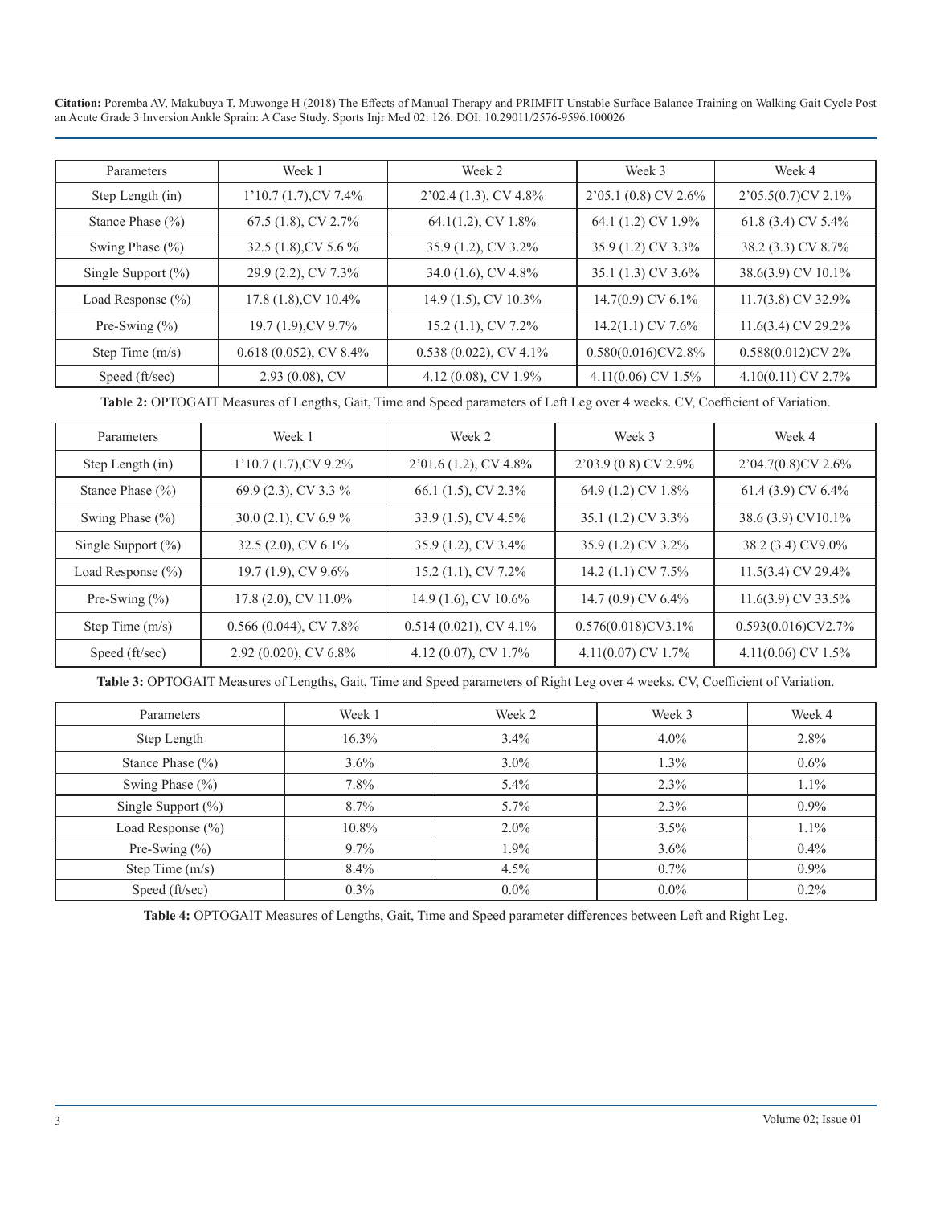| Parameters | Week 1 | Week 2 | Week 3 | Week 4 |
|---|---|---|---|---|
| Step Length (in) | 1'10.7 (1.7),CV 7.4% | 2'02.4 (1.3), CV 4.8% | 2'05.1 (0.8) CV 2.6% | 2'05.5(0.7)CV 2.1% |
| Stance Phase (%) | 67.5 (1.8), CV 2.7% | 64.1(1.2), CV 1.8% | 64.1 (1.2) CV 1.9% | 61.8 (3.4) CV 5.4% |
| Swing Phase (%) | 32.5 (1.8),CV 5.6 % | 35.9 (1.2), CV 3.2% | 35.9 (1.2) CV 3.3% | 38.2 (3.3) CV 8.7% |
| Single Support (%) | 29.9 (2.2), CV 7.3% | 34.0 (1.6), CV 4.8% | 35.1 (1.3) CV 3.6% | 38.6(3.9) CV 10.1% |
| Load Response (%) | 17.8 (1.8),CV 10.4% | 14.9 (1.5), CV 10.3% | 14.7(0.9) CV 6.1% | 11.7(3.8) CV 32.9% |
| Pre-Swing (%) | 19.7 (1.9),CV 9.7% | 15.2 (1.1), CV 7.2% | 14.2(1.1) CV 7.6% | 11.6(3.4) CV 29.2% |
| Step Time (m/s) | 0.618 (0.052), CV 8.4% | 0.538 (0.022), CV 4.1% | 0.580(0.016)CV2.8% | 0.588(0.012)CV 2% |
| Speed (ft/sec) | 2.93 (0.08), CV | 4.12 (0.08), CV 1.9% | 4.11(0.06) CV 1.5% | 4.10(0.11) CV 2.7% |

**Table 2:** OPTOGAIT Measures of Lengths, Gait, Time and Speed parameters of Left Leg over 4 weeks. CV, Coefficient of Variation.

| Parameters | Week 1 | Week 2 | Week 3 | Week 4 |
|---|---|---|---|---|
| Step Length (in) | 1'10.7 (1.7),CV 9.2% | 2'01.6 (1.2), CV 4.8% | 2'03.9 (0.8) CV 2.9% | 2'04.7(0.8)CV 2.6% |
| Stance Phase (%) | 69.9 (2.3), CV 3.3 % | 66.1 (1.5), CV 2.3% | 64.9 (1.2) CV 1.8% | 61.4 (3.9) CV 6.4% |
| Swing Phase (%) | 30.0 (2.1), CV 6.9 % | 33.9 (1.5), CV 4.5% | 35.1 (1.2) CV 3.3% | 38.6 (3.9) CV10.1% |
| Single Support (%) | 32.5 (2.0), CV 6.1% | 35.9 (1.2), CV 3.4% | 35.9 (1.2) CV 3.2% | 38.2 (3.4) CV9.0% |
| Load Response (%) | 19.7 (1.9), CV 9.6% | 15.2 (1.1), CV 7.2% | 14.2 (1.1) CV 7.5% | 11.5(3.4) CV 29.4% |
| Pre-Swing (%) | 17.8 (2.0), CV 11.0% | 14.9 (1.6), CV 10.6% | 14.7 (0.9) CV 6.4% | 11.6(3.9) CV 33.5% |
| Step Time (m/s) | 0.566 (0.044), CV 7.8% | 0.514 (0.021), CV 4.1% | 0.576(0.018)CV3.1% | 0.593(0.016)CV2.7% |
| Speed (ft/sec) | 2.92 (0.020), CV 6.8% | 4.12 (0.07), CV 1.7% | 4.11(0.07) CV 1.7% | 4.11(0.06) CV 1.5% |

**Table 3:** OPTOGAIT Measures of Lengths, Gait, Time and Speed parameters of Right Leg over 4 weeks. CV, Coefficient of Variation.

| Parameters | Week 1 | Week 2 | Week 3 | Week 4 |
|---|---|---|---|---|
| Step Length | 16.3% | 3.4% | 4.0% | 2.8% |
| Stance Phase (%) | 3.6% | 3.0% | 1.3% | 0.6% |
| Swing Phase (%) | 7.8% | 5.4% | 2.3% | 1.1% |
| Single Support (%) | 8.7% | 5.7% | 2.3% | 0.9% |
| Load Response (%) | 10.8% | 2.0% | 3.5% | 1.1% |
| Pre-Swing (%) | 9.7% | 1.9% | 3.6% | 0.4% |
| Step Time (m/s) | 8.4% | 4.5% | 0.7% | 0.9% |
| Speed (ft/sec) | 0.3% | 0.0% | 0.0% | 0.2% |

**Table 4:** OPTOGAIT Measures of Lengths, Gait, Time and Speed parameter differences between Left and Right Leg.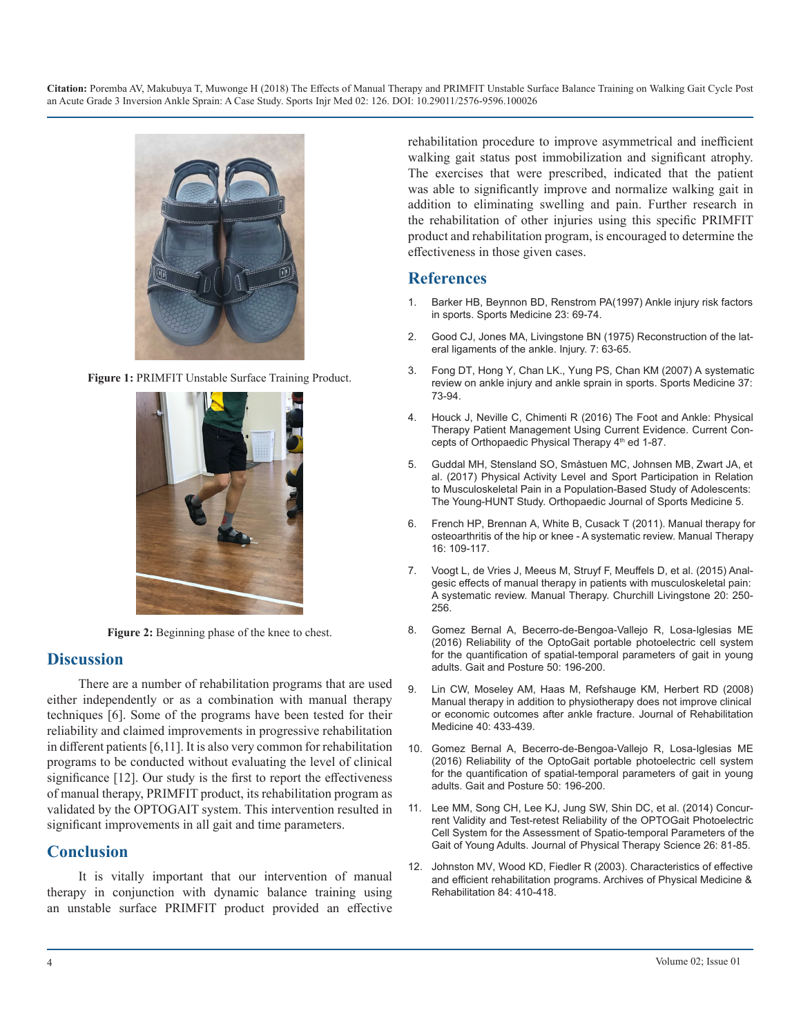Figure 1: PRIMFIT Unstable Surface Training Product.

Figure 2: Beginning phase of the knee to chest.

## Discussion

There are a number of rehabilitation programs that are used either independently or as a combination with manual therapy techniques [6]. Some of the programs have been tested for their reliability and claimed improvements in progressive rehabilitation in different patients [6,11]. It is also very common for rehabilitation programs to be conducted without evaluating the level of clinical significance [12]. Our study is the first to report the effectiveness of manual therapy, PRIMFIT product, its rehabilitation program as validated by the OPTOGAIT system. This intervention resulted in significant improvements in all gait and time parameters.

## Conclusion

It is vitally important that our intervention of manual therapy in conjunction with dynamic balance training using an unstable surface PRIMFIT product provided an effective rehabilitation procedure to improve asymmetrical and inefficient walking gait status post immobilization and significant atrophy. The exercises that were prescribed, indicated that the patient was able to significantly improve and normalize walking gait in addition to eliminating swelling and pain. Further research in the rehabilitation of other injuries using this specific PRIMFIT product and rehabilitation program, is encouraged to determine the effectiveness in those given cases.

## References

1. Barker HB, Beynnon BD, Renstrom PA(1997) Ankle injury risk factors in sports. Sports Medicine 23: 69-74.
2. Good CJ, Jones MA, Livingstone BN (1975) Reconstruction of the lateral ligaments of the ankle. Injury. 7: 63-65.
3. Fong DT, Hong Y, Chan LK., Yung PS, Chan KM (2007) A systematic review on ankle injury and ankle sprain in sports. Sports Medicine 37: 73-94.
4. Houck J, Neville C, Chimenti R (2016) The Foot and Ankle: Physical Therapy Patient Management Using Current Evidence. Current Concepts of Orthopaedic Physical Therapy 4th ed 1-87.
5. Guddal MH, Stensland SO, Småstuen MC, Johnsen MB, Zwart JA, et al. (2017) Physical Activity Level and Sport Participation in Relation to Musculoskeletal Pain in a Population-Based Study of Adolescents: The Young-HUNT Study. Orthopaedic Journal of Sports Medicine 5.
6. French HP, Brennan A, White B, Cusack T (2011). Manual therapy for osteoarthritis of the hip or knee - A systematic review. Manual Therapy 16: 109-117.
7. Voogt L, de Vries J, Meeus M, Struyf F, Meuffels D, et al. (2015) Analgesic effects of manual therapy in patients with musculoskeletal pain: A systematic review. Manual Therapy. Churchill Livingstone 20: 250-256.
8. Gomez Bernal A, Becerro-de-Bengoa-Vallejo R, Losa-Iglesias ME (2016) Reliability of the OptoGait portable photoelectric cell system for the quantification of spatial-temporal parameters of gait in young adults. Gait and Posture 50: 196-200.
9. Lin CW, Moseley AM, Haas M, Refshauge KM, Herbert RD (2008) Manual therapy in addition to physiotherapy does not improve clinical or economic outcomes after ankle fracture. Journal of Rehabilitation Medicine 40: 433-439.
10. Gomez Bernal A, Becerro-de-Bengoa-Vallejo R, Losa-Iglesias ME (2016) Reliability of the OptoGait portable photoelectric cell system for the quantification of spatial-temporal parameters of gait in young adults. Gait and Posture 50: 196-200.
11. Lee MM, Song CH, Lee KJ, Jung SW, Shin DC, et al. (2014) Concurrent Validity and Test-retest Reliability of the OPTOGait Photoelectric Cell System for the Assessment of Spatio-temporal Parameters of the Gait of Young Adults. Journal of Physical Therapy Science 26: 81-85.
12. Johnston MV, Wood KD, Fiedler R (2003). Characteristics of effective and efficient rehabilitation programs. Archives of Physical Medicine & Rehabilitation 84: 410-418.